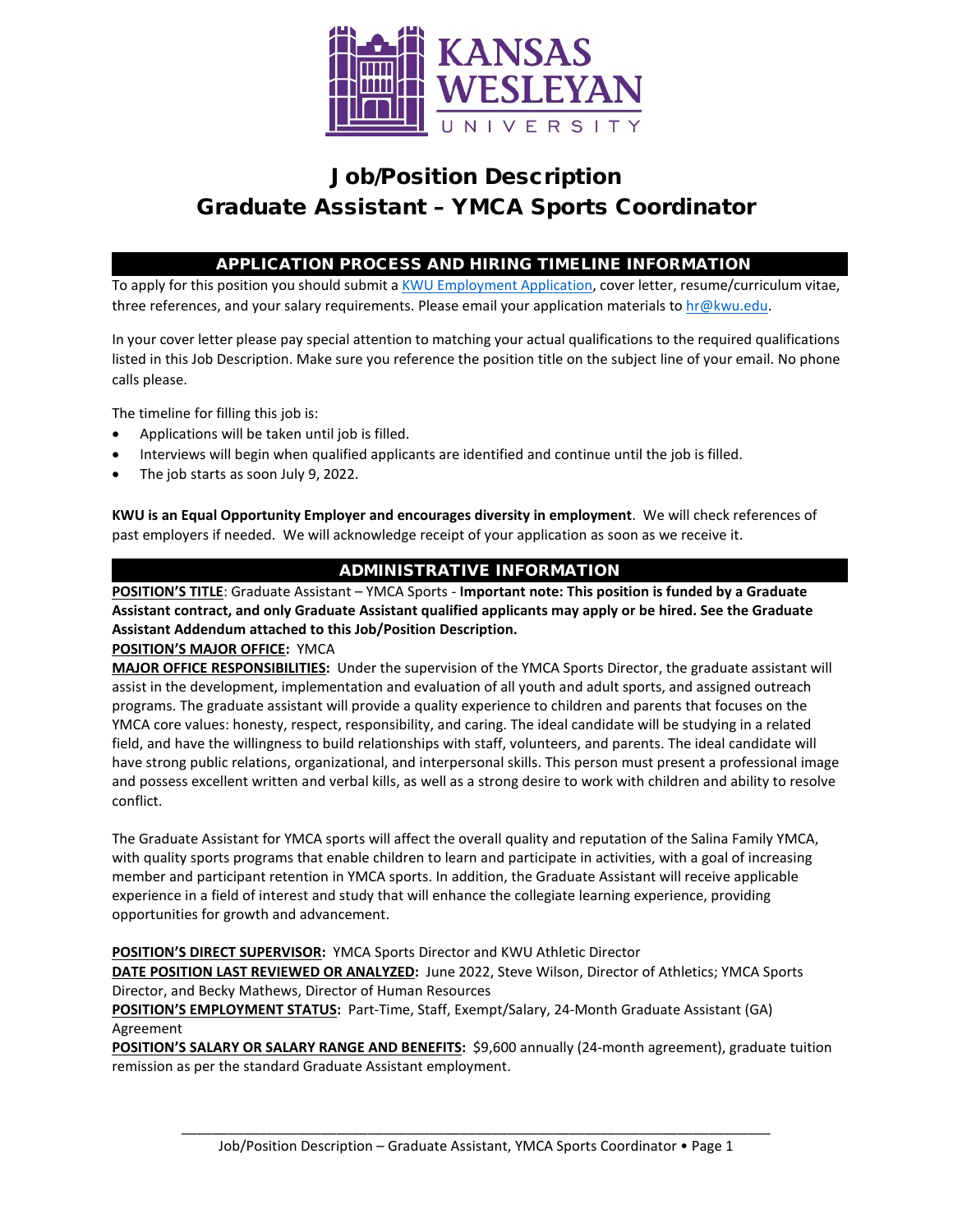# Job/Position Description
# Graduate Assistant – YMCA Sports Coordinator

## APPLICATION PROCESS AND HIRING TIMELINE INFORMATION

To apply for this position you should submit a KWU Employment Application, cover letter, resume/curriculum vitae, three references, and your salary requirements. Please email your application materials to hr@kwu.edu.

In your cover letter please pay special attention to matching your actual qualifications to the required qualifications listed in this Job Description. Make sure you reference the position title on the subject line of your email. No phone calls please.

The timeline for filling this job is:

- Applications will be taken until job is filled.
- Interviews will begin when qualified applicants are identified and continue until the job is filled.
- The job starts as soon July 9, 2022.

**KWU is an Equal Opportunity Employer and encourages diversity in employment**. We will check references of past employers if needed. We will acknowledge receipt of your application as soon as we receive it.

## ADMINISTRATIVE INFORMATION

**POSITION'S TITLE**: Graduate Assistant – YMCA Sports - **Important note: This position is funded by a Graduate Assistant contract, and only Graduate Assistant qualified applicants may apply or be hired. See the Graduate Assistant Addendum attached to this Job/Position Description.**

**POSITION'S MAJOR OFFICE:** YMCA

**MAJOR OFFICE RESPONSIBILITIES:** Under the supervision of the YMCA Sports Director, the graduate assistant will assist in the development, implementation and evaluation of all youth and adult sports, and assigned outreach programs. The graduate assistant will provide a quality experience to children and parents that focuses on the YMCA core values: honesty, respect, responsibility, and caring. The ideal candidate will be studying in a related field, and have the willingness to build relationships with staff, volunteers, and parents. The ideal candidate will have strong public relations, organizational, and interpersonal skills. This person must present a professional image and possess excellent written and verbal kills, as well as a strong desire to work with children and ability to resolve conflict.

The Graduate Assistant for YMCA sports will affect the overall quality and reputation of the Salina Family YMCA, with quality sports programs that enable children to learn and participate in activities, with a goal of increasing member and participant retention in YMCA sports. In addition, the Graduate Assistant will receive applicable experience in a field of interest and study that will enhance the collegiate learning experience, providing opportunities for growth and advancement.

**POSITION'S DIRECT SUPERVISOR:** YMCA Sports Director and KWU Athletic Director

**DATE POSITION LAST REVIEWED OR ANALYZED:** June 2022, Steve Wilson, Director of Athletics; YMCA Sports Director, and Becky Mathews, Director of Human Resources

**POSITION'S EMPLOYMENT STATUS:** Part-Time, Staff, Exempt/Salary, 24-Month Graduate Assistant (GA) Agreement

**POSITION'S SALARY OR SALARY RANGE AND BENEFITS:** $9,600 annually (24-month agreement), graduate tuition remission as per the standard Graduate Assistant employment.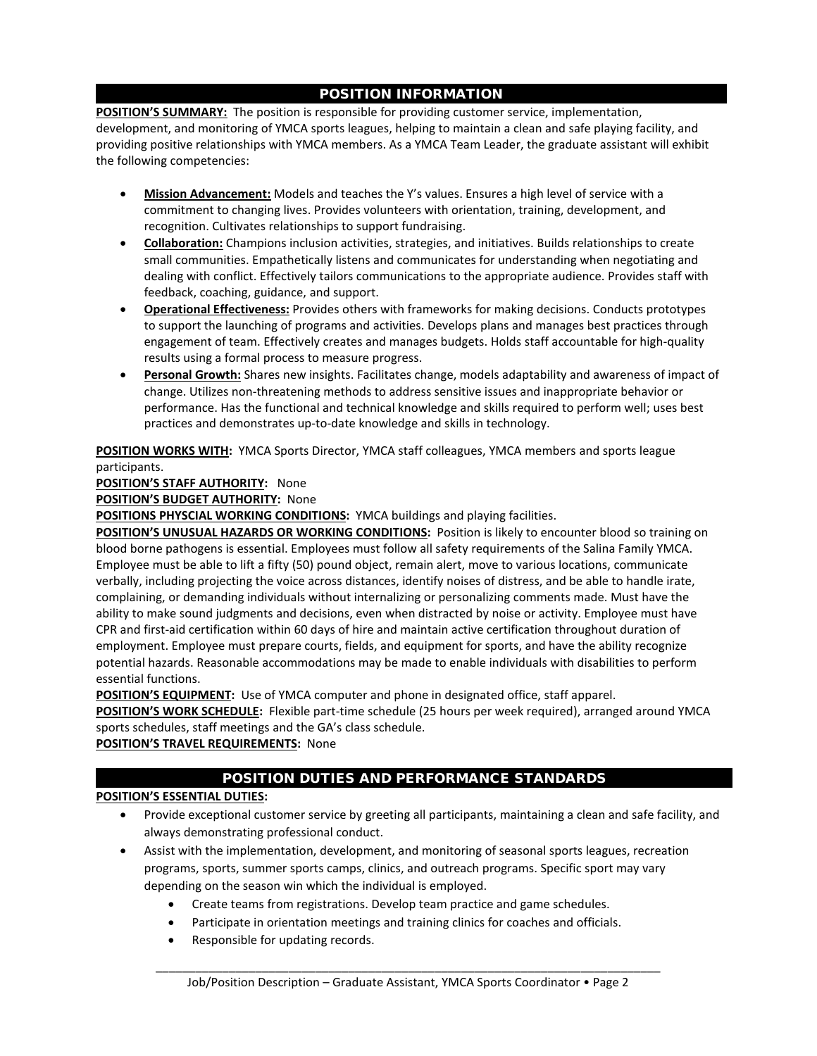## POSITION INFORMATION

**POSITION'S SUMMARY:** The position is responsible for providing customer service, implementation, development, and monitoring of YMCA sports leagues, helping to maintain a clean and safe playing facility, and providing positive relationships with YMCA members. As a YMCA Team Leader, the graduate assistant will exhibit the following competencies:

- **Mission Advancement:** Models and teaches the Y's values. Ensures a high level of service with a commitment to changing lives. Provides volunteers with orientation, training, development, and recognition. Cultivates relationships to support fundraising.
- **Collaboration:** Champions inclusion activities, strategies, and initiatives. Builds relationships to create small communities. Empathetically listens and communicates for understanding when negotiating and dealing with conflict. Effectively tailors communications to the appropriate audience. Provides staff with feedback, coaching, guidance, and support.
- **Operational Effectiveness:** Provides others with frameworks for making decisions. Conducts prototypes to support the launching of programs and activities. Develops plans and manages best practices through engagement of team. Effectively creates and manages budgets. Holds staff accountable for high-quality results using a formal process to measure progress.
- **Personal Growth:** Shares new insights. Facilitates change, models adaptability and awareness of impact of change. Utilizes non-threatening methods to address sensitive issues and inappropriate behavior or performance. Has the functional and technical knowledge and skills required to perform well; uses best practices and demonstrates up-to-date knowledge and skills in technology.

**POSITION WORKS WITH:** YMCA Sports Director, YMCA staff colleagues, YMCA members and sports league participants.

**POSITION'S STAFF AUTHORITY:** None

**POSITION'S BUDGET AUTHORITY:** None

**POSITIONS PHYSCIAL WORKING CONDITIONS:** YMCA buildings and playing facilities.

**POSITION'S UNUSUAL HAZARDS OR WORKING CONDITIONS:** Position is likely to encounter blood so training on blood borne pathogens is essential. Employees must follow all safety requirements of the Salina Family YMCA. Employee must be able to lift a fifty (50) pound object, remain alert, move to various locations, communicate verbally, including projecting the voice across distances, identify noises of distress, and be able to handle irate, complaining, or demanding individuals without internalizing or personalizing comments made. Must have the ability to make sound judgments and decisions, even when distracted by noise or activity. Employee must have CPR and first-aid certification within 60 days of hire and maintain active certification throughout duration of employment. Employee must prepare courts, fields, and equipment for sports, and have the ability recognize potential hazards. Reasonable accommodations may be made to enable individuals with disabilities to perform essential functions.

**POSITION'S EQUIPMENT:** Use of YMCA computer and phone in designated office, staff apparel.

**POSITION'S WORK SCHEDULE:** Flexible part-time schedule (25 hours per week required), arranged around YMCA sports schedules, staff meetings and the GA's class schedule.

**POSITION'S TRAVEL REQUIREMENTS:** None

## POSITION DUTIES AND PERFORMANCE STANDARDS

**POSITION'S ESSENTIAL DUTIES:**

- Provide exceptional customer service by greeting all participants, maintaining a clean and safe facility, and always demonstrating professional conduct.
- Assist with the implementation, development, and monitoring of seasonal sports leagues, recreation programs, sports, summer sports camps, clinics, and outreach programs. Specific sport may vary depending on the season win which the individual is employed.
  - Create teams from registrations. Develop team practice and game schedules.
  - Participate in orientation meetings and training clinics for coaches and officials.
  - Responsible for updating records.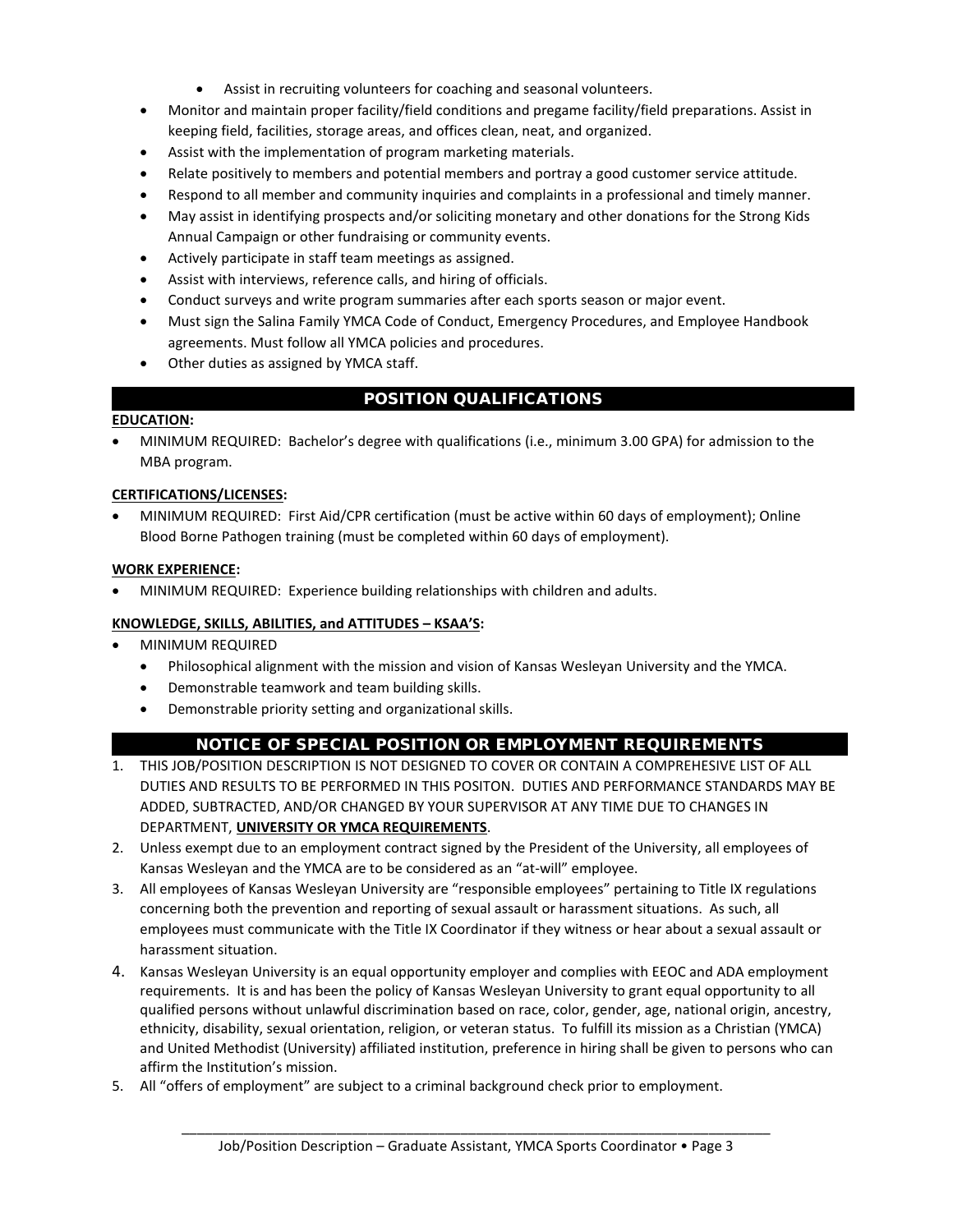- Assist in recruiting volunteers for coaching and seasonal volunteers.
- Monitor and maintain proper facility/field conditions and pregame facility/field preparations. Assist in keeping field, facilities, storage areas, and offices clean, neat, and organized.
- Assist with the implementation of program marketing materials.
- Relate positively to members and potential members and portray a good customer service attitude.
- Respond to all member and community inquiries and complaints in a professional and timely manner.
- May assist in identifying prospects and/or soliciting monetary and other donations for the Strong Kids Annual Campaign or other fundraising or community events.
- Actively participate in staff team meetings as assigned.
- Assist with interviews, reference calls, and hiring of officials.
- Conduct surveys and write program summaries after each sports season or major event.
- Must sign the Salina Family YMCA Code of Conduct, Emergency Procedures, and Employee Handbook agreements. Must follow all YMCA policies and procedures.
- Other duties as assigned by YMCA staff.

## POSITION QUALIFICATIONS

**EDUCATION:**

- MINIMUM REQUIRED: Bachelor's degree with qualifications (i.e., minimum 3.00 GPA) for admission to the MBA program.

**CERTIFICATIONS/LICENSES:**

- MINIMUM REQUIRED: First Aid/CPR certification (must be active within 60 days of employment); Online Blood Borne Pathogen training (must be completed within 60 days of employment).

**WORK EXPERIENCE:**

- MINIMUM REQUIRED: Experience building relationships with children and adults.

**KNOWLEDGE, SKILLS, ABILITIES, and ATTITUDES – KSAA'S:**

- MINIMUM REQUIRED
  - Philosophical alignment with the mission and vision of Kansas Wesleyan University and the YMCA.
  - Demonstrable teamwork and team building skills.
  - Demonstrable priority setting and organizational skills.

## NOTICE OF SPECIAL POSITION OR EMPLOYMENT REQUIREMENTS

1. THIS JOB/POSITION DESCRIPTION IS NOT DESIGNED TO COVER OR CONTAIN A COMPREHESIVE LIST OF ALL DUTIES AND RESULTS TO BE PERFORMED IN THIS POSITON. DUTIES AND PERFORMANCE STANDARDS MAY BE ADDED, SUBTRACTED, AND/OR CHANGED BY YOUR SUPERVISOR AT ANY TIME DUE TO CHANGES IN DEPARTMENT, **UNIVERSITY OR YMCA REQUIREMENTS**.
2. Unless exempt due to an employment contract signed by the President of the University, all employees of Kansas Wesleyan and the YMCA are to be considered as an "at-will" employee.
3. All employees of Kansas Wesleyan University are "responsible employees" pertaining to Title IX regulations concerning both the prevention and reporting of sexual assault or harassment situations. As such, all employees must communicate with the Title IX Coordinator if they witness or hear about a sexual assault or harassment situation.
4. Kansas Wesleyan University is an equal opportunity employer and complies with EEOC and ADA employment requirements. It is and has been the policy of Kansas Wesleyan University to grant equal opportunity to all qualified persons without unlawful discrimination based on race, color, gender, age, national origin, ancestry, ethnicity, disability, sexual orientation, religion, or veteran status. To fulfill its mission as a Christian (YMCA) and United Methodist (University) affiliated institution, preference in hiring shall be given to persons who can affirm the Institution's mission.
5. All "offers of employment" are subject to a criminal background check prior to employment.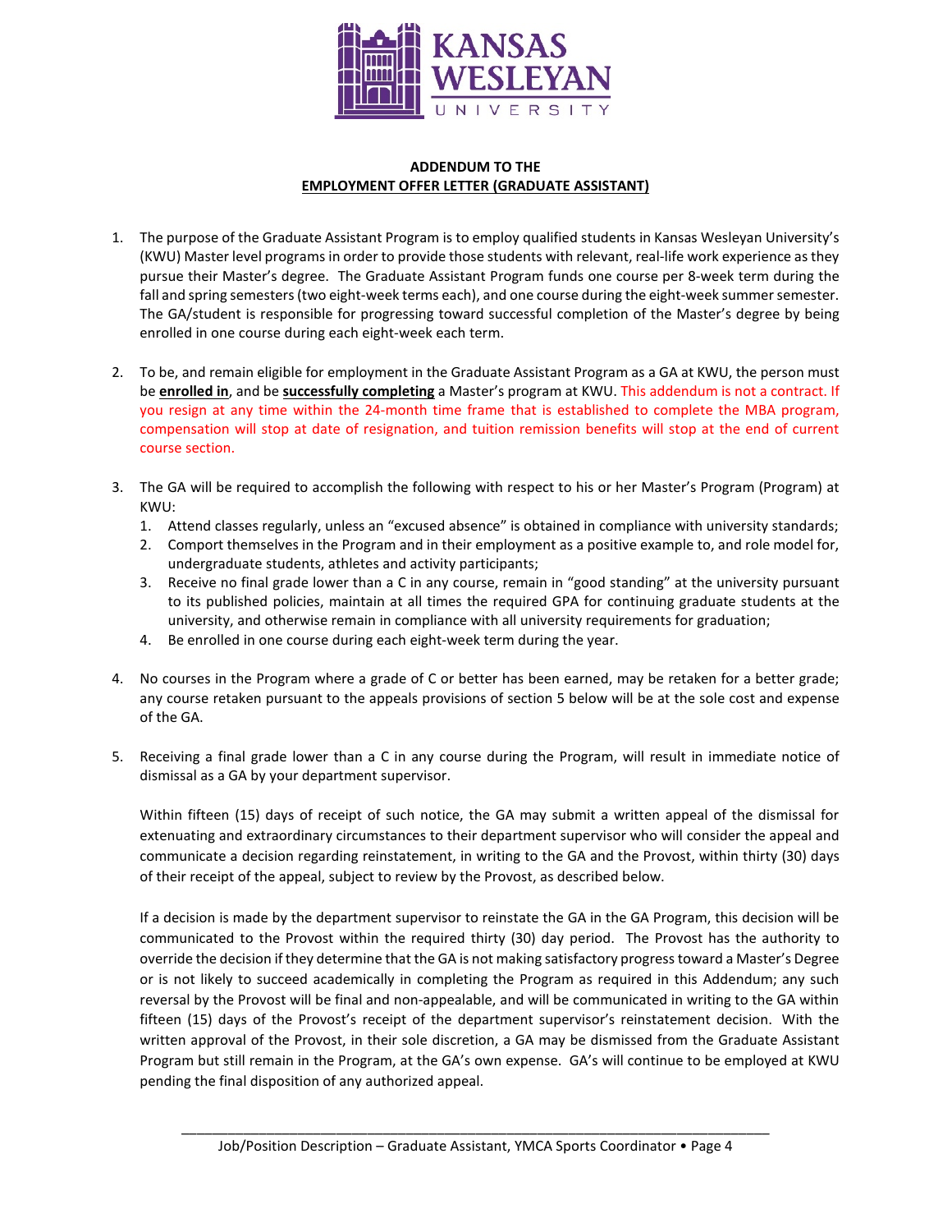**ADDENDUM TO THE**
**EMPLOYMENT OFFER LETTER (GRADUATE ASSISTANT)**

1. The purpose of the Graduate Assistant Program is to employ qualified students in Kansas Wesleyan University's (KWU) Master level programs in order to provide those students with relevant, real-life work experience as they pursue their Master's degree. The Graduate Assistant Program funds one course per 8-week term during the fall and spring semesters (two eight-week terms each), and one course during the eight-week summer semester. The GA/student is responsible for progressing toward successful completion of the Master's degree by being enrolled in one course during each eight-week each term.

2. To be, and remain eligible for employment in the Graduate Assistant Program as a GA at KWU, the person must be **enrolled in**, and be **successfully completing** a Master's program at KWU. This addendum is not a contract. If you resign at any time within the 24-month time frame that is established to complete the MBA program, compensation will stop at date of resignation, and tuition remission benefits will stop at the end of current course section.

3. The GA will be required to accomplish the following with respect to his or her Master's Program (Program) at KWU:
   1. Attend classes regularly, unless an "excused absence" is obtained in compliance with university standards;
   2. Comport themselves in the Program and in their employment as a positive example to, and role model for, undergraduate students, athletes and activity participants;
   3. Receive no final grade lower than a C in any course, remain in "good standing" at the university pursuant to its published policies, maintain at all times the required GPA for continuing graduate students at the university, and otherwise remain in compliance with all university requirements for graduation;
   4. Be enrolled in one course during each eight-week term during the year.

4. No courses in the Program where a grade of C or better has been earned, may be retaken for a better grade; any course retaken pursuant to the appeals provisions of section 5 below will be at the sole cost and expense of the GA.

5. Receiving a final grade lower than a C in any course during the Program, will result in immediate notice of dismissal as a GA by your department supervisor.

   Within fifteen (15) days of receipt of such notice, the GA may submit a written appeal of the dismissal for extenuating and extraordinary circumstances to their department supervisor who will consider the appeal and communicate a decision regarding reinstatement, in writing to the GA and the Provost, within thirty (30) days of their receipt of the appeal, subject to review by the Provost, as described below.

   If a decision is made by the department supervisor to reinstate the GA in the GA Program, this decision will be communicated to the Provost within the required thirty (30) day period. The Provost has the authority to override the decision if they determine that the GA is not making satisfactory progress toward a Master's Degree or is not likely to succeed academically in completing the Program as required in this Addendum; any such reversal by the Provost will be final and non-appealable, and will be communicated in writing to the GA within fifteen (15) days of the Provost's receipt of the department supervisor's reinstatement decision. With the written approval of the Provost, in their sole discretion, a GA may be dismissed from the Graduate Assistant Program but still remain in the Program, at the GA's own expense. GA's will continue to be employed at KWU pending the final disposition of any authorized appeal.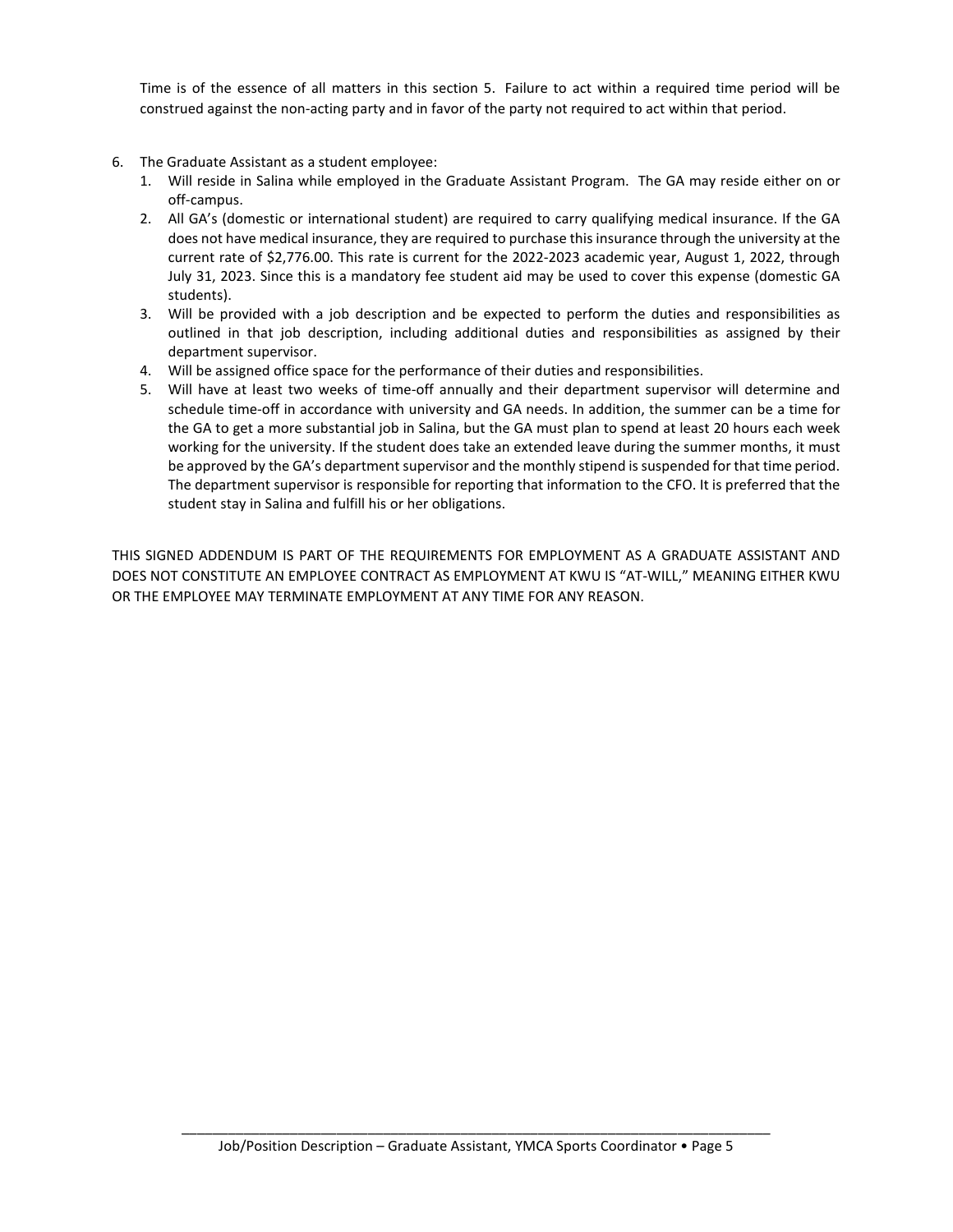Time is of the essence of all matters in this section 5. Failure to act within a required time period will be construed against the non-acting party and in favor of the party not required to act within that period.

6. The Graduate Assistant as a student employee:
   1. Will reside in Salina while employed in the Graduate Assistant Program. The GA may reside either on or off-campus.
   2. All GA's (domestic or international student) are required to carry qualifying medical insurance. If the GA does not have medical insurance, they are required to purchase this insurance through the university at the current rate of $2,776.00. This rate is current for the 2022-2023 academic year, August 1, 2022, through July 31, 2023. Since this is a mandatory fee student aid may be used to cover this expense (domestic GA students).
   3. Will be provided with a job description and be expected to perform the duties and responsibilities as outlined in that job description, including additional duties and responsibilities as assigned by their department supervisor.
   4. Will be assigned office space for the performance of their duties and responsibilities.
   5. Will have at least two weeks of time-off annually and their department supervisor will determine and schedule time-off in accordance with university and GA needs. In addition, the summer can be a time for the GA to get a more substantial job in Salina, but the GA must plan to spend at least 20 hours each week working for the university. If the student does take an extended leave during the summer months, it must be approved by the GA's department supervisor and the monthly stipend is suspended for that time period. The department supervisor is responsible for reporting that information to the CFO. It is preferred that the student stay in Salina and fulfill his or her obligations.

THIS SIGNED ADDENDUM IS PART OF THE REQUIREMENTS FOR EMPLOYMENT AS A GRADUATE ASSISTANT AND DOES NOT CONSTITUTE AN EMPLOYEE CONTRACT AS EMPLOYMENT AT KWU IS "AT-WILL," MEANING EITHER KWU OR THE EMPLOYEE MAY TERMINATE EMPLOYMENT AT ANY TIME FOR ANY REASON.